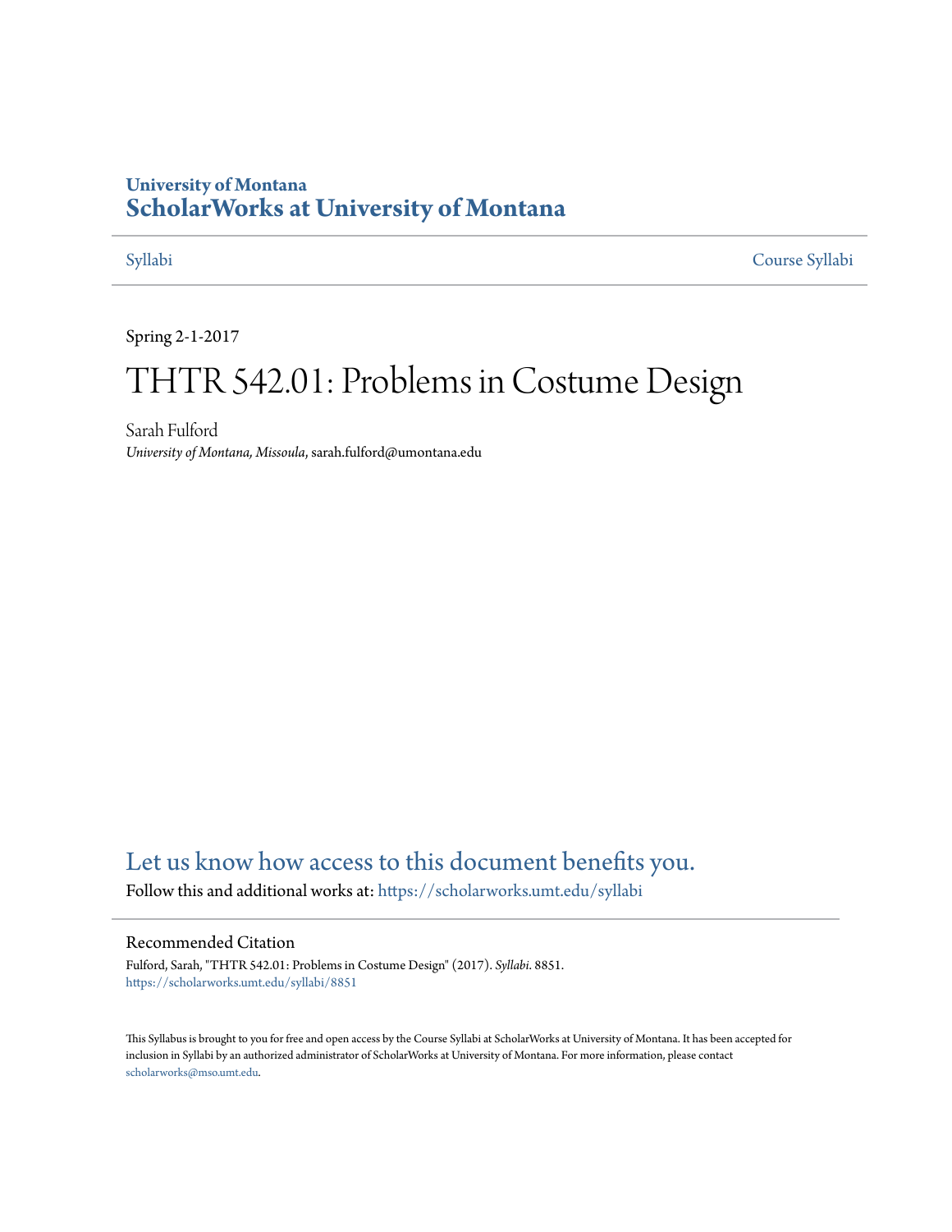University of Montana
# ScholarWorks at University of Montana

Syllabi | Course Syllabi

Spring 2-1-2017

# THTR 542.01: Problems in Costume Design

Sarah Fulford
*University of Montana, Missoula*, sarah.fulford@umontana.edu

## Let us know how access to this document benefits you.

Follow this and additional works at: https://scholarworks.umt.edu/syllabi

### Recommended Citation

Fulford, Sarah, "THTR 542.01: Problems in Costume Design" (2017). *Syllabi*. 8851.
https://scholarworks.umt.edu/syllabi/8851

This Syllabus is brought to you for free and open access by the Course Syllabi at ScholarWorks at University of Montana. It has been accepted for inclusion in Syllabi by an authorized administrator of ScholarWorks at University of Montana. For more information, please contact scholarworks@mso.umt.edu.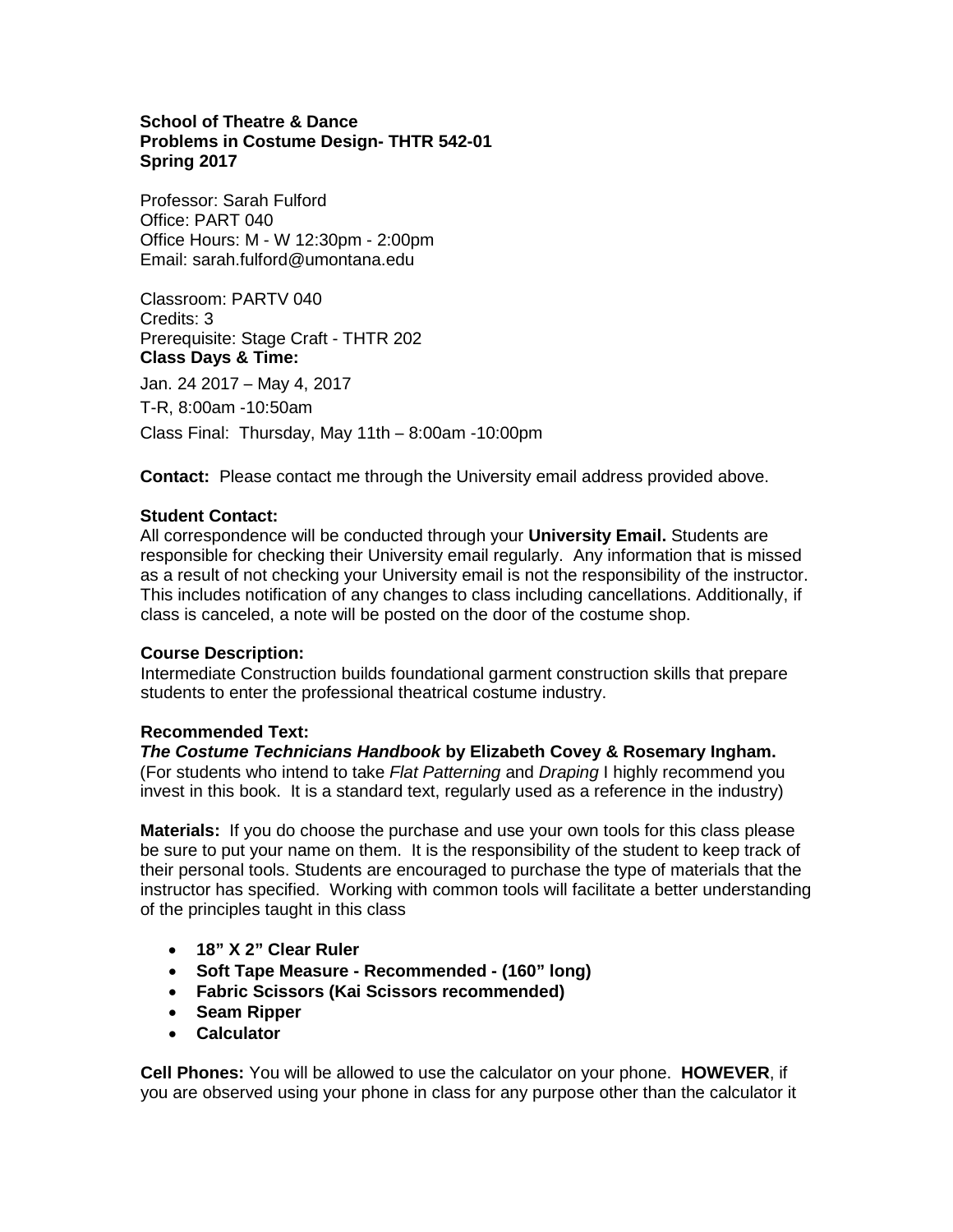**School of Theatre & Dance**
**Problems in Costume Design- THTR 542-01**
**Spring 2017**

Professor: Sarah Fulford
Office: PART 040
Office Hours: M - W 12:30pm - 2:00pm
Email: sarah.fulford@umontana.edu

Classroom: PARTV 040
Credits: 3
Prerequisite: Stage Craft - THTR 202
**Class Days & Time:**

Jan. 24 2017 – May 4, 2017

T-R, 8:00am -10:50am

Class Final: Thursday, May 11th – 8:00am -10:00pm

**Contact:** Please contact me through the University email address provided above.

**Student Contact:**
All correspondence will be conducted through your **University Email.** Students are responsible for checking their University email regularly. Any information that is missed as a result of not checking your University email is not the responsibility of the instructor. This includes notification of any changes to class including cancellations. Additionally, if class is canceled, a note will be posted on the door of the costume shop.

**Course Description:**
Intermediate Construction builds foundational garment construction skills that prepare students to enter the professional theatrical costume industry.

**Recommended Text:**
***The Costume Technicians Handbook*** **by Elizabeth Covey & Rosemary Ingham.**
(For students who intend to take *Flat Patterning* and *Draping* I highly recommend you invest in this book. It is a standard text, regularly used as a reference in the industry)

**Materials:** If you do choose the purchase and use your own tools for this class please be sure to put your name on them. It is the responsibility of the student to keep track of their personal tools. Students are encouraged to purchase the type of materials that the instructor has specified. Working with common tools will facilitate a better understanding of the principles taught in this class

- **18" X 2" Clear Ruler**
- **Soft Tape Measure - Recommended - (160" long)**
- **Fabric Scissors (Kai Scissors recommended)**
- **Seam Ripper**
- **Calculator**

**Cell Phones:** You will be allowed to use the calculator on your phone. **HOWEVER**, if you are observed using your phone in class for any purpose other than the calculator it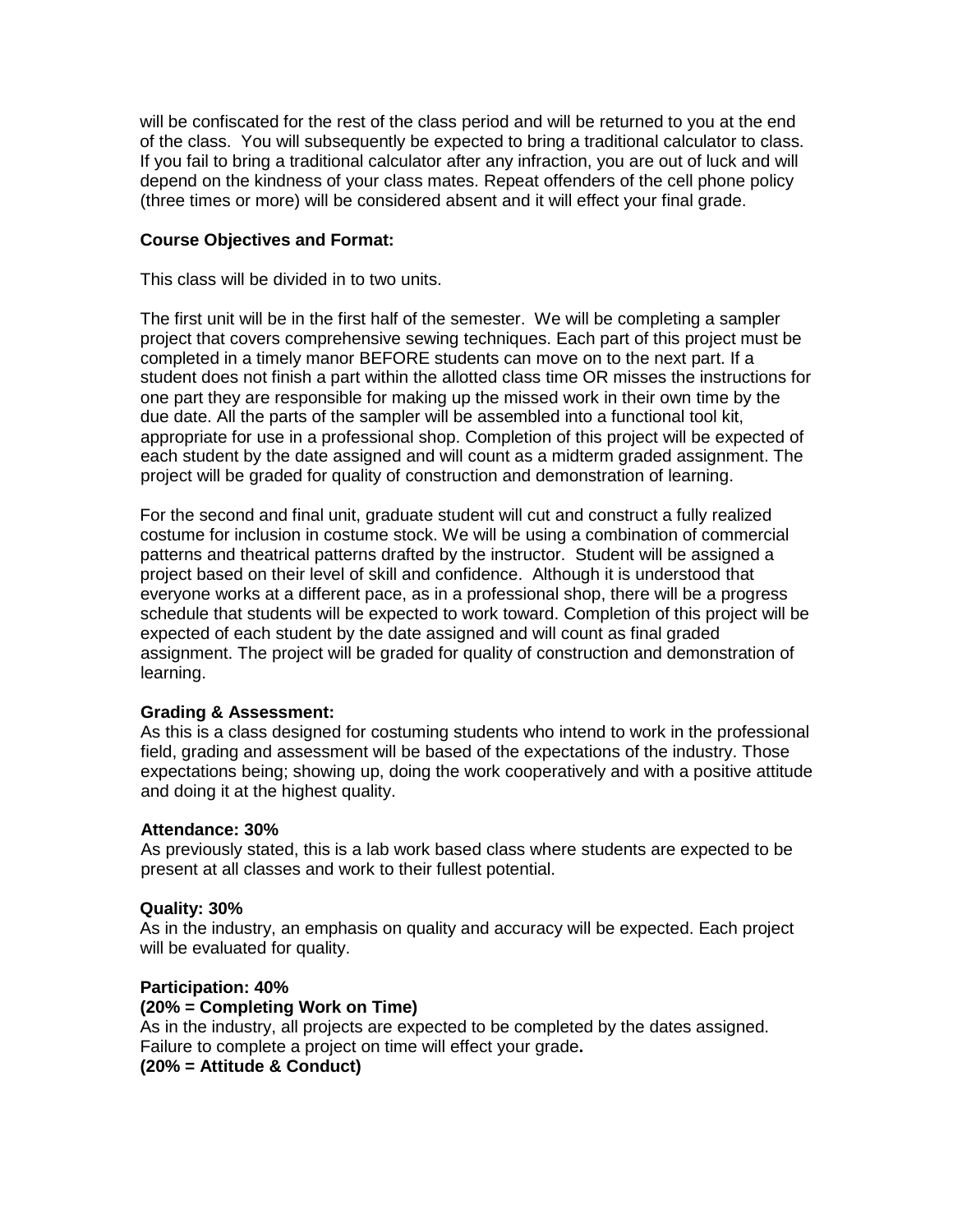will be confiscated for the rest of the class period and will be returned to you at the end of the class. You will subsequently be expected to bring a traditional calculator to class. If you fail to bring a traditional calculator after any infraction, you are out of luck and will depend on the kindness of your class mates. Repeat offenders of the cell phone policy (three times or more) will be considered absent and it will effect your final grade.

**Course Objectives and Format:**

This class will be divided in to two units.

The first unit will be in the first half of the semester. We will be completing a sampler project that covers comprehensive sewing techniques. Each part of this project must be completed in a timely manor BEFORE students can move on to the next part. If a student does not finish a part within the allotted class time OR misses the instructions for one part they are responsible for making up the missed work in their own time by the due date. All the parts of the sampler will be assembled into a functional tool kit, appropriate for use in a professional shop. Completion of this project will be expected of each student by the date assigned and will count as a midterm graded assignment. The project will be graded for quality of construction and demonstration of learning.

For the second and final unit, graduate student will cut and construct a fully realized costume for inclusion in costume stock. We will be using a combination of commercial patterns and theatrical patterns drafted by the instructor. Student will be assigned a project based on their level of skill and confidence. Although it is understood that everyone works at a different pace, as in a professional shop, there will be a progress schedule that students will be expected to work toward. Completion of this project will be expected of each student by the date assigned and will count as final graded assignment. The project will be graded for quality of construction and demonstration of learning.

**Grading & Assessment:**
As this is a class designed for costuming students who intend to work in the professional field, grading and assessment will be based of the expectations of the industry. Those expectations being; showing up, doing the work cooperatively and with a positive attitude and doing it at the highest quality.

**Attendance: 30%**
As previously stated, this is a lab work based class where students are expected to be present at all classes and work to their fullest potential.

**Quality: 30%**
As in the industry, an emphasis on quality and accuracy will be expected. Each project will be evaluated for quality.

**Participation: 40%**
**(20% = Completing Work on Time)**
As in the industry, all projects are expected to be completed by the dates assigned. Failure to complete a project on time will effect your grade**.**
**(20% = Attitude & Conduct)**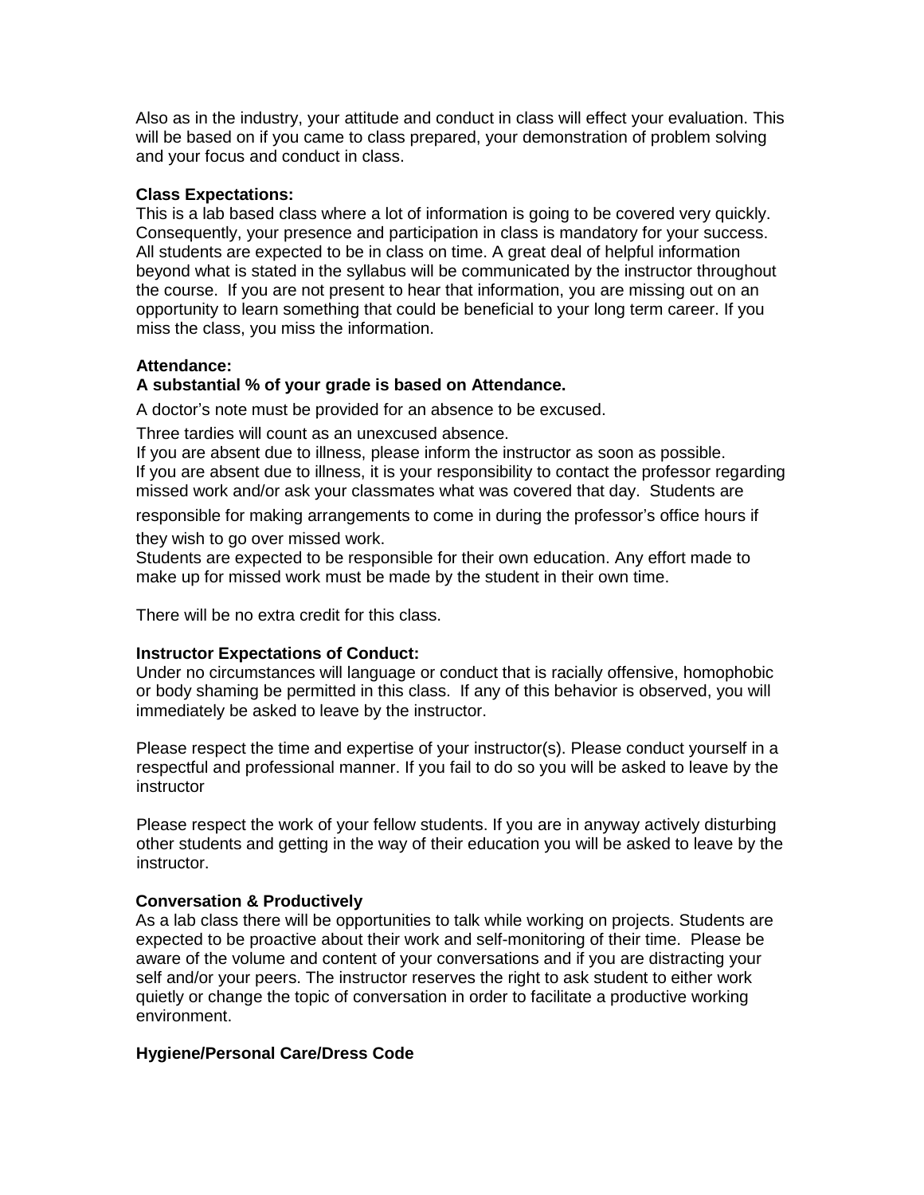Also as in the industry, your attitude and conduct in class will effect your evaluation. This will be based on if you came to class prepared, your demonstration of problem solving and your focus and conduct in class.

**Class Expectations:**

This is a lab based class where a lot of information is going to be covered very quickly. Consequently, your presence and participation in class is mandatory for your success. All students are expected to be in class on time. A great deal of helpful information beyond what is stated in the syllabus will be communicated by the instructor throughout the course. If you are not present to hear that information, you are missing out on an opportunity to learn something that could be beneficial to your long term career. If you miss the class, you miss the information.

**Attendance:**

**A substantial % of your grade is based on Attendance.**

A doctor's note must be provided for an absence to be excused.

Three tardies will count as an unexcused absence.

If you are absent due to illness, please inform the instructor as soon as possible.

If you are absent due to illness, it is your responsibility to contact the professor regarding missed work and/or ask your classmates what was covered that day. Students are responsible for making arrangements to come in during the professor's office hours if they wish to go over missed work.

Students are expected to be responsible for their own education. Any effort made to make up for missed work must be made by the student in their own time.

There will be no extra credit for this class.

**Instructor Expectations of Conduct:**

Under no circumstances will language or conduct that is racially offensive, homophobic or body shaming be permitted in this class. If any of this behavior is observed, you will immediately be asked to leave by the instructor.

Please respect the time and expertise of your instructor(s). Please conduct yourself in a respectful and professional manner. If you fail to do so you will be asked to leave by the instructor

Please respect the work of your fellow students. If you are in anyway actively disturbing other students and getting in the way of their education you will be asked to leave by the instructor.

**Conversation & Productively**

As a lab class there will be opportunities to talk while working on projects. Students are expected to be proactive about their work and self-monitoring of their time. Please be aware of the volume and content of your conversations and if you are distracting your self and/or your peers. The instructor reserves the right to ask student to either work quietly or change the topic of conversation in order to facilitate a productive working environment.

**Hygiene/Personal Care/Dress Code**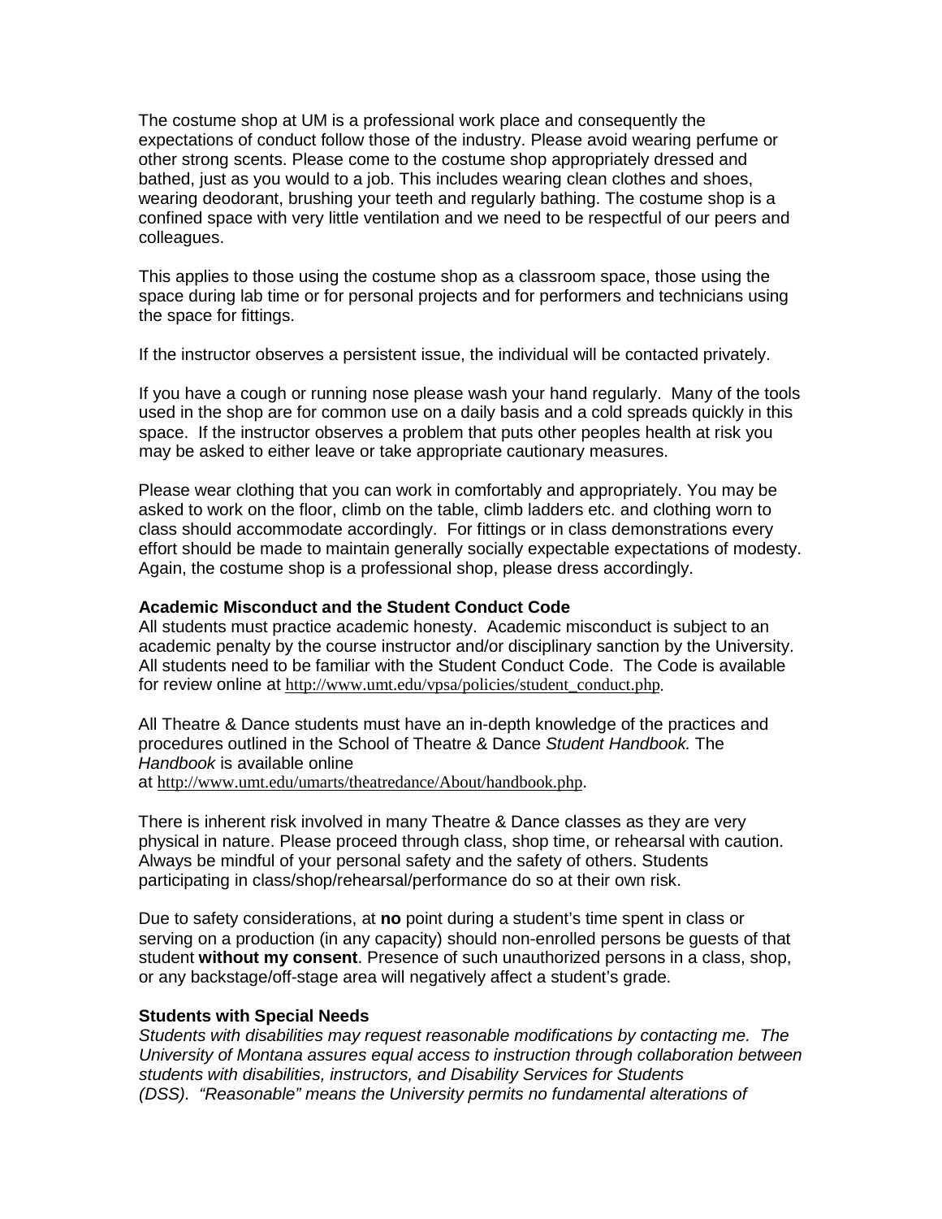The costume shop at UM is a professional work place and consequently the expectations of conduct follow those of the industry. Please avoid wearing perfume or other strong scents. Please come to the costume shop appropriately dressed and bathed, just as you would to a job. This includes wearing clean clothes and shoes, wearing deodorant, brushing your teeth and regularly bathing. The costume shop is a confined space with very little ventilation and we need to be respectful of our peers and colleagues.

This applies to those using the costume shop as a classroom space, those using the space during lab time or for personal projects and for performers and technicians using the space for fittings.

If the instructor observes a persistent issue, the individual will be contacted privately.

If you have a cough or running nose please wash your hand regularly. Many of the tools used in the shop are for common use on a daily basis and a cold spreads quickly in this space. If the instructor observes a problem that puts other peoples health at risk you may be asked to either leave or take appropriate cautionary measures.

Please wear clothing that you can work in comfortably and appropriately. You may be asked to work on the floor, climb on the table, climb ladders etc. and clothing worn to class should accommodate accordingly. For fittings or in class demonstrations every effort should be made to maintain generally socially expectable expectations of modesty. Again, the costume shop is a professional shop, please dress accordingly.

**Academic Misconduct and the Student Conduct Code**
All students must practice academic honesty. Academic misconduct is subject to an academic penalty by the course instructor and/or disciplinary sanction by the University. All students need to be familiar with the Student Conduct Code. The Code is available for review online at http://www.umt.edu/vpsa/policies/student_conduct.php.

All Theatre & Dance students must have an in-depth knowledge of the practices and procedures outlined in the School of Theatre & Dance *Student Handbook.* The *Handbook* is available online at http://www.umt.edu/umarts/theatredance/About/handbook.php.

There is inherent risk involved in many Theatre & Dance classes as they are very physical in nature. Please proceed through class, shop time, or rehearsal with caution. Always be mindful of your personal safety and the safety of others. Students participating in class/shop/rehearsal/performance do so at their own risk.

Due to safety considerations, at **no** point during a student's time spent in class or serving on a production (in any capacity) should non-enrolled persons be guests of that student **without my consent**. Presence of such unauthorized persons in a class, shop, or any backstage/off-stage area will negatively affect a student's grade.

**Students with Special Needs**
*Students with disabilities may request reasonable modifications by contacting me. The University of Montana assures equal access to instruction through collaboration between students with disabilities, instructors, and Disability Services for Students (DSS). "Reasonable" means the University permits no fundamental alterations of*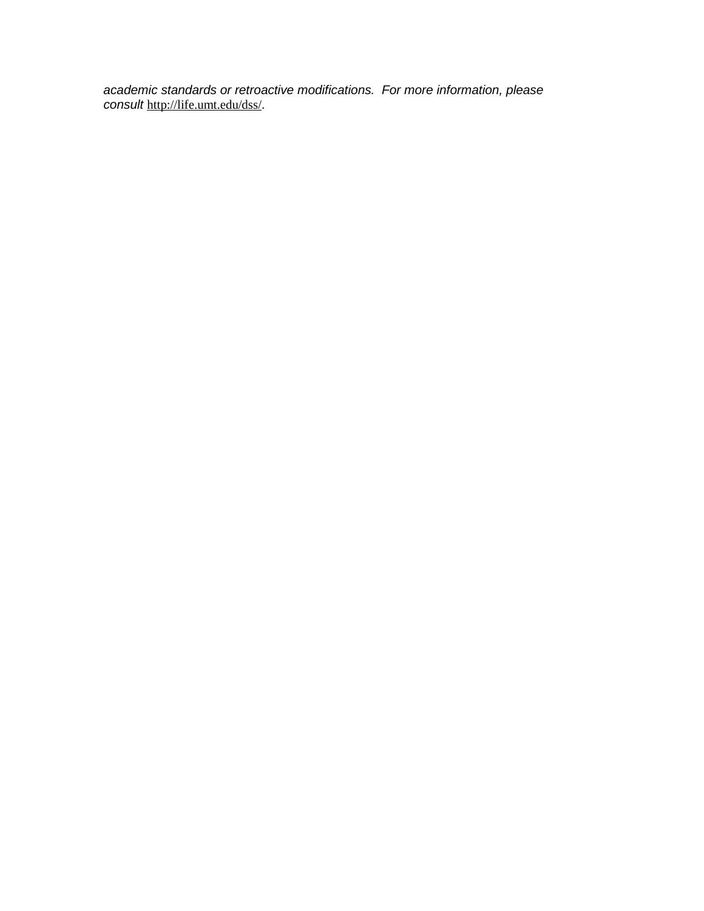*academic standards or retroactive modifications. For more information, please consult* http://life.umt.edu/dss/.